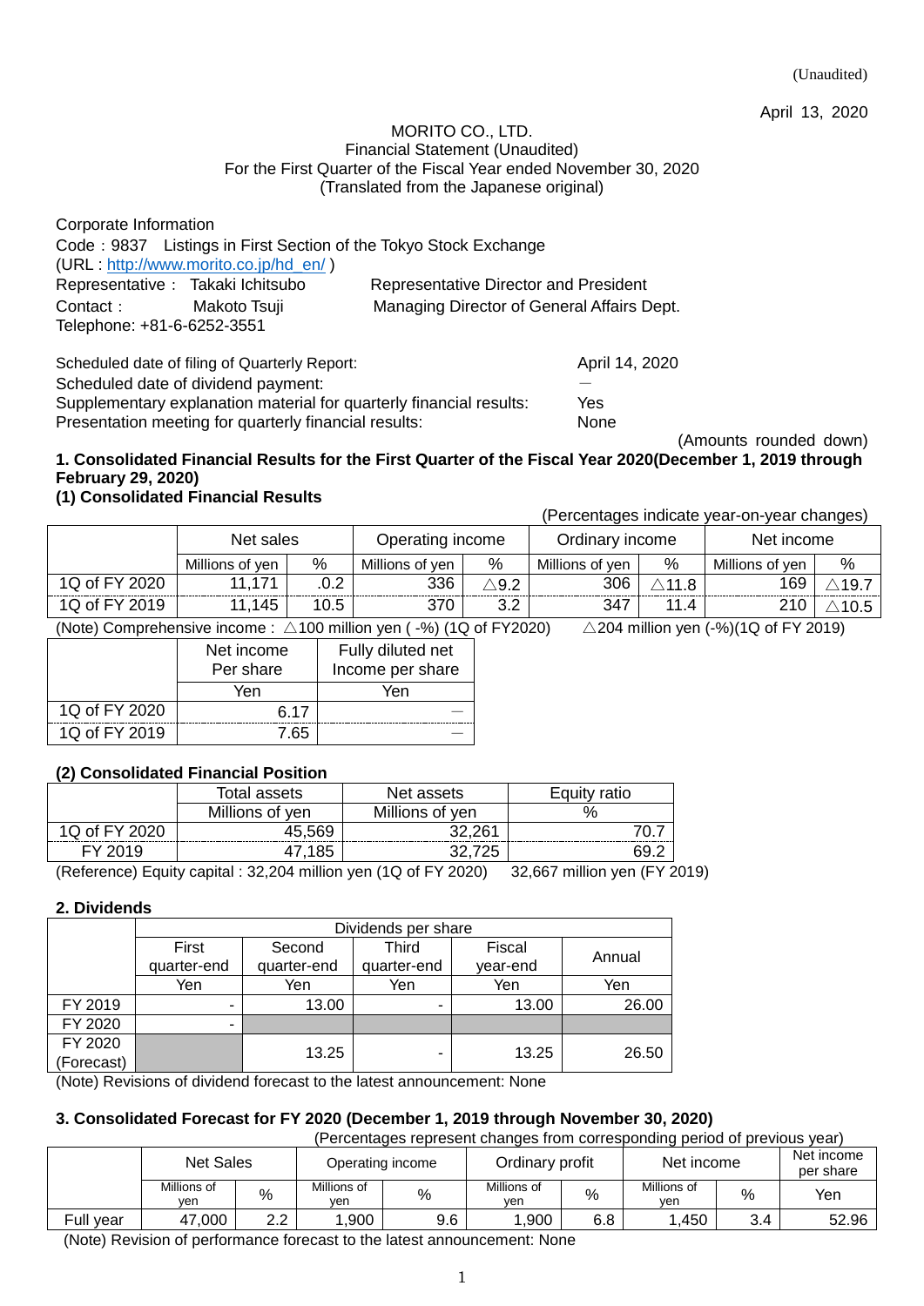(Unaudited)

April 13, 2020

MORITO CO., LTD.
Financial Statement (Unaudited)
For the First Quarter of the Fiscal Year ended November 30, 2020
(Translated from the Japanese original)

Corporate Information
Code：9837 Listings in First Section of the Tokyo Stock Exchange
(URL : http://www.morito.co.jp/hd_en/ )
Representative： Takaki Ichitsubo Representative Director and President
Contact： Makoto Tsuji Managing Director of General Affairs Dept.
Telephone: +81-6-6252-3551

Scheduled date of filing of Quarterly Report: April 14, 2020
Scheduled date of dividend payment: －
Supplementary explanation material for quarterly financial results: Yes
Presentation meeting for quarterly financial results: None

(Amounts rounded down)

**1. Consolidated Financial Results for the First Quarter of the Fiscal Year 2020(December 1, 2019 through February 29, 2020)**

**(1) Consolidated Financial Results**

(Percentages indicate year-on-year changes)

| | Net sales | | Operating income | | Ordinary income | | Net income | |
|---|---|---|---|---|---|---|---|---|
| | Millions of yen | % | Millions of yen | % | Millions of yen | % | Millions of yen | % |
| 1Q of FY 2020 | 11,171 | .0.2 | 336 | △9.2 | 306 | △11.8 | 169 | △19.7 |
| 1Q of FY 2019 | 11,145 | 10.5 | 370 | 3.2 | 347 | 11.4 | 210 | △10.5 |

(Note) Comprehensive income : △100 million yen ( -%) (1Q of FY2020) △204 million yen (-%)(1Q of FY 2019)

| | Net income Per share | Fully diluted net Income per share |
|---|---|---|
| | Yen | Yen |
| 1Q of FY 2020 | 6.17 | － |
| 1Q of FY 2019 | 7.65 | － |

**(2) Consolidated Financial Position**

| | Total assets | Net assets | Equity ratio |
|---|---|---|---|
| | Millions of yen | Millions of yen | % |
| 1Q of FY 2020 | 45,569 | 32,261 | 70.7 |
| FY 2019 | 47,185 | 32,725 | 69.2 |

(Reference) Equity capital : 32,204 million yen (1Q of FY 2020) 32,667 million yen (FY 2019)

**2. Dividends**

| | Dividends per share | | | | |
|---|---|---|---|---|---|
| | First quarter-end | Second quarter-end | Third quarter-end | Fiscal year-end | Annual |
| | Yen | Yen | Yen | Yen | Yen |
| FY 2019 | - | 13.00 | - | 13.00 | 26.00 |
| FY 2020 | - | | | | |
| FY 2020 (Forecast) | | 13.25 | - | 13.25 | 26.50 |

(Note) Revisions of dividend forecast to the latest announcement: None

**3. Consolidated Forecast for FY 2020 (December 1, 2019 through November 30, 2020)**

(Percentages represent changes from corresponding period of previous year)

| | Net Sales | | Operating income | | Ordinary profit | | Net income | | Net income per share |
|---|---|---|---|---|---|---|---|---|---|
| | Millions of yen | % | Millions of yen | % | Millions of yen | % | Millions of yen | % | Yen |
| Full year | 47,000 | 2.2 | 1,900 | 9.6 | 1,900 | 6.8 | 1,450 | 3.4 | 52.96 |

(Note) Revision of performance forecast to the latest announcement: None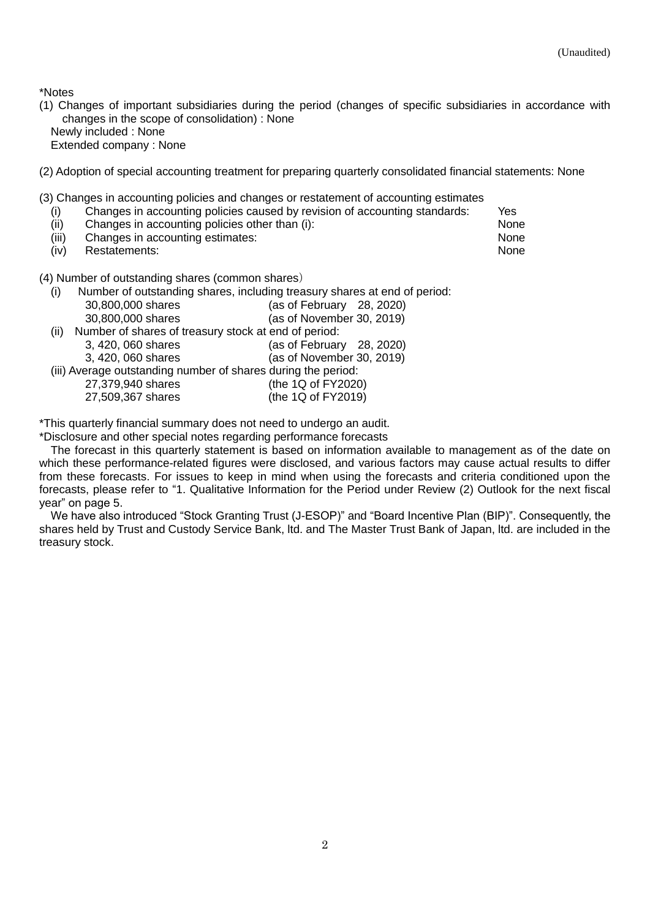(Unaudited)

*Notes

(1) Changes of important subsidiaries during the period (changes of specific subsidiaries in accordance with changes in the scope of consolidation) : None

Newly included : None

Extended company : None

(2) Adoption of special accounting treatment for preparing quarterly consolidated financial statements: None

(3) Changes in accounting policies and changes or restatement of accounting estimates

| | | |
|---|---|---|
| (i) | Changes in accounting policies caused by revision of accounting standards: | Yes |
| (ii) | Changes in accounting policies other than (i): | None |
| (iii) | Changes in accounting estimates: | None |
| (iv) | Restatements: | None |

(4) Number of outstanding shares (common shares)

(i) Number of outstanding shares, including treasury shares at end of period:

| | |
|---|---|
| 30,800,000 shares | (as of February 28, 2020) |
| 30,800,000 shares | (as of November 30, 2019) |

(ii) Number of shares of treasury stock at end of period:

| | |
|---|---|
| 3, 420, 060 shares | (as of February 28, 2020) |
| 3, 420, 060 shares | (as of November 30, 2019) |

(iii) Average outstanding number of shares during the period:

| | |
|---|---|
| 27,379,940 shares | (the 1Q of FY2020) |
| 27,509,367 shares | (the 1Q of FY2019) |

*This quarterly financial summary does not need to undergo an audit.

*Disclosure and other special notes regarding performance forecasts

The forecast in this quarterly statement is based on information available to management as of the date on which these performance-related figures were disclosed, and various factors may cause actual results to differ from these forecasts. For issues to keep in mind when using the forecasts and criteria conditioned upon the forecasts, please refer to "1. Qualitative Information for the Period under Review (2) Outlook for the next fiscal year" on page 5.

We have also introduced "Stock Granting Trust (J-ESOP)" and "Board Incentive Plan (BIP)". Consequently, the shares held by Trust and Custody Service Bank, ltd. and The Master Trust Bank of Japan, ltd. are included in the treasury stock.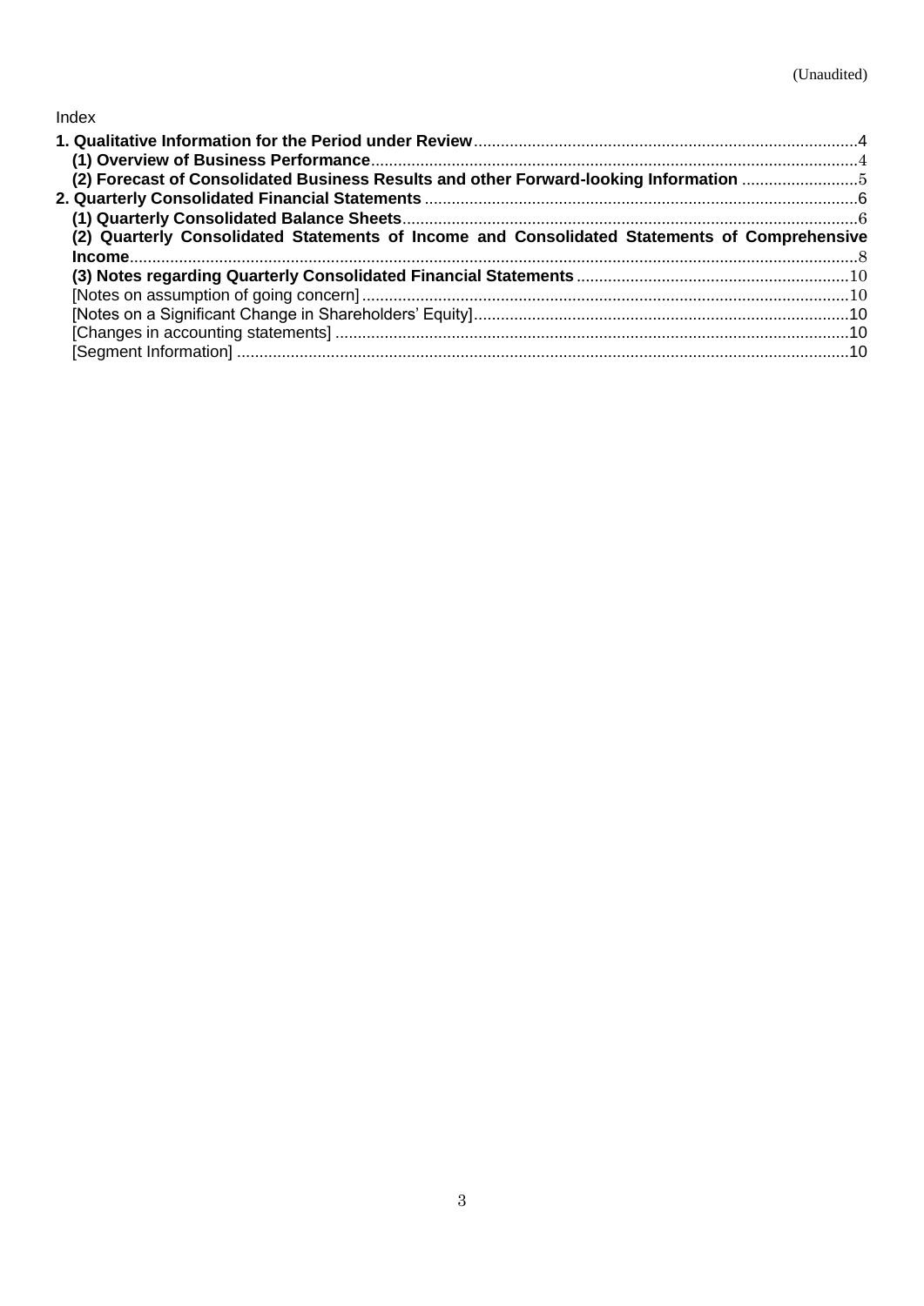(Unaudited)

Index

**1. Qualitative Information for the Period under Review**.....4
**(1) Overview of Business Performance**.....4
**(2) Forecast of Consolidated Business Results and other Forward-looking Information**.....5
**2. Quarterly Consolidated Financial Statements**.....6
**(1) Quarterly Consolidated Balance Sheets**.....6
**(2) Quarterly Consolidated Statements of Income and Consolidated Statements of Comprehensive Income**.....8
**(3) Notes regarding Quarterly Consolidated Financial Statements**.....10
[Notes on assumption of going concern].....10
[Notes on a Significant Change in Shareholders' Equity].....10
[Changes in accounting statements].....10
[Segment Information].....10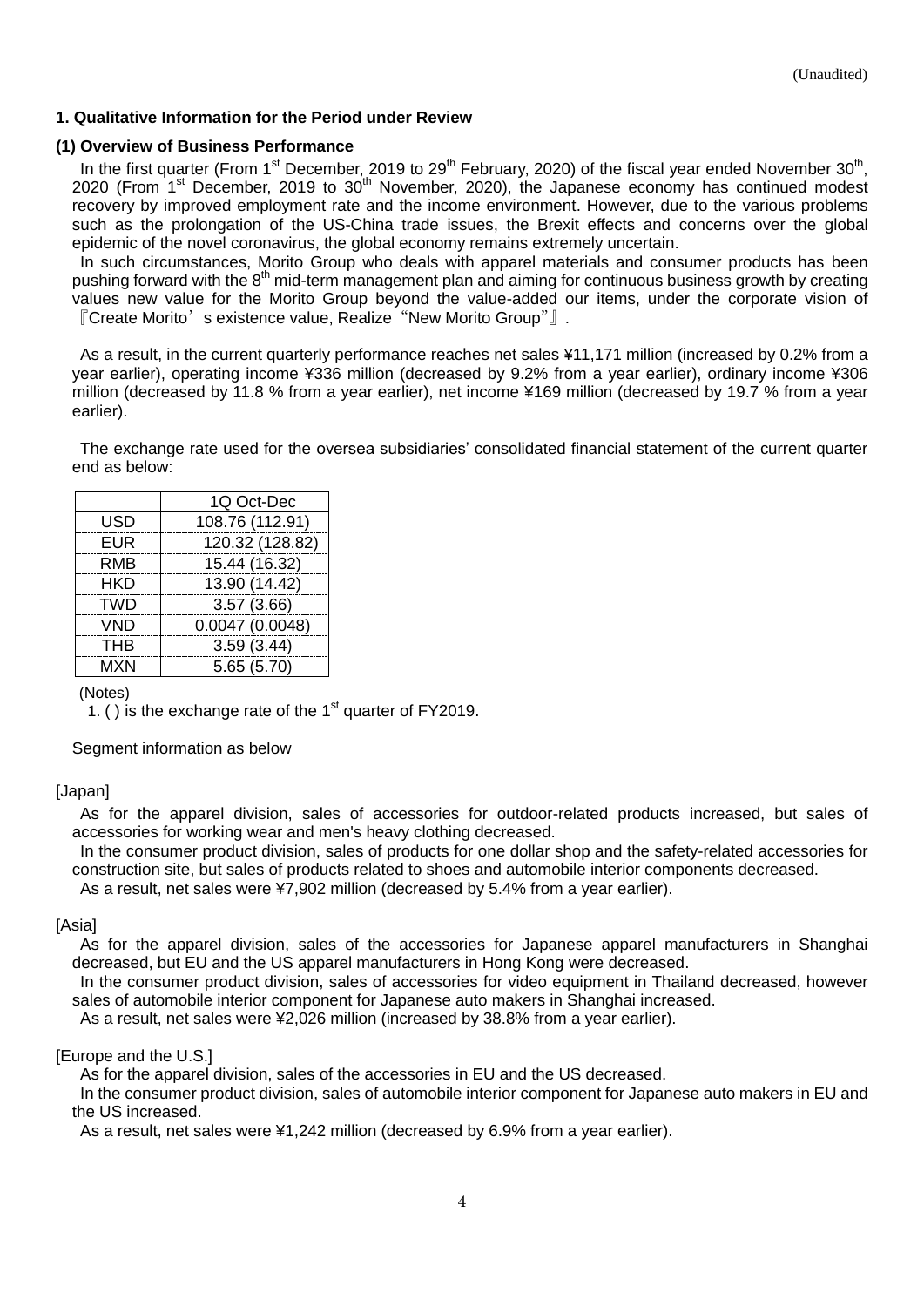(Unaudited)

### 1. Qualitative Information for the Period under Review

#### (1) Overview of Business Performance

In the first quarter (From 1st December, 2019 to 29th February, 2020) of the fiscal year ended November 30th, 2020 (From 1st December, 2019 to 30th November, 2020), the Japanese economy has continued modest recovery by improved employment rate and the income environment. However, due to the various problems such as the prolongation of the US-China trade issues, the Brexit effects and concerns over the global epidemic of the novel coronavirus, the global economy remains extremely uncertain.

In such circumstances, Morito Group who deals with apparel materials and consumer products has been pushing forward with the 8th mid-term management plan and aiming for continuous business growth by creating values new value for the Morito Group beyond the value-added our items, under the corporate vision of 『Create Morito' s existence value, Realize "New Morito Group"』.

As a result, in the current quarterly performance reaches net sales ¥11,171 million (increased by 0.2% from a year earlier), operating income ¥336 million (decreased by 9.2% from a year earlier), ordinary income ¥306 million (decreased by 11.8 % from a year earlier), net income ¥169 million (decreased by 19.7 % from a year earlier).

The exchange rate used for the oversea subsidiaries' consolidated financial statement of the current quarter end as below:

| | 1Q Oct-Dec |
|---|---|
| USD | 108.76 (112.91) |
| EUR | 120.32 (128.82) |
| RMB | 15.44 (16.32) |
| HKD | 13.90 (14.42) |
| TWD | 3.57 (3.66) |
| VND | 0.0047 (0.0048) |
| THB | 3.59 (3.44) |
| MXN | 5.65 (5.70) |

(Notes)
1. ( ) is the exchange rate of the 1st quarter of FY2019.

Segment information as below

[Japan]

As for the apparel division, sales of accessories for outdoor-related products increased, but sales of accessories for working wear and men's heavy clothing decreased.

In the consumer product division, sales of products for one dollar shop and the safety-related accessories for construction site, but sales of products related to shoes and automobile interior components decreased.

As a result, net sales were ¥7,902 million (decreased by 5.4% from a year earlier).

[Asia]

As for the apparel division, sales of the accessories for Japanese apparel manufacturers in Shanghai decreased, but EU and the US apparel manufacturers in Hong Kong were decreased.

In the consumer product division, sales of accessories for video equipment in Thailand decreased, however sales of automobile interior component for Japanese auto makers in Shanghai increased.

As a result, net sales were ¥2,026 million (increased by 38.8% from a year earlier).

[Europe and the U.S.]

As for the apparel division, sales of the accessories in EU and the US decreased.

In the consumer product division, sales of automobile interior component for Japanese auto makers in EU and the US increased.

As a result, net sales were ¥1,242 million (decreased by 6.9% from a year earlier).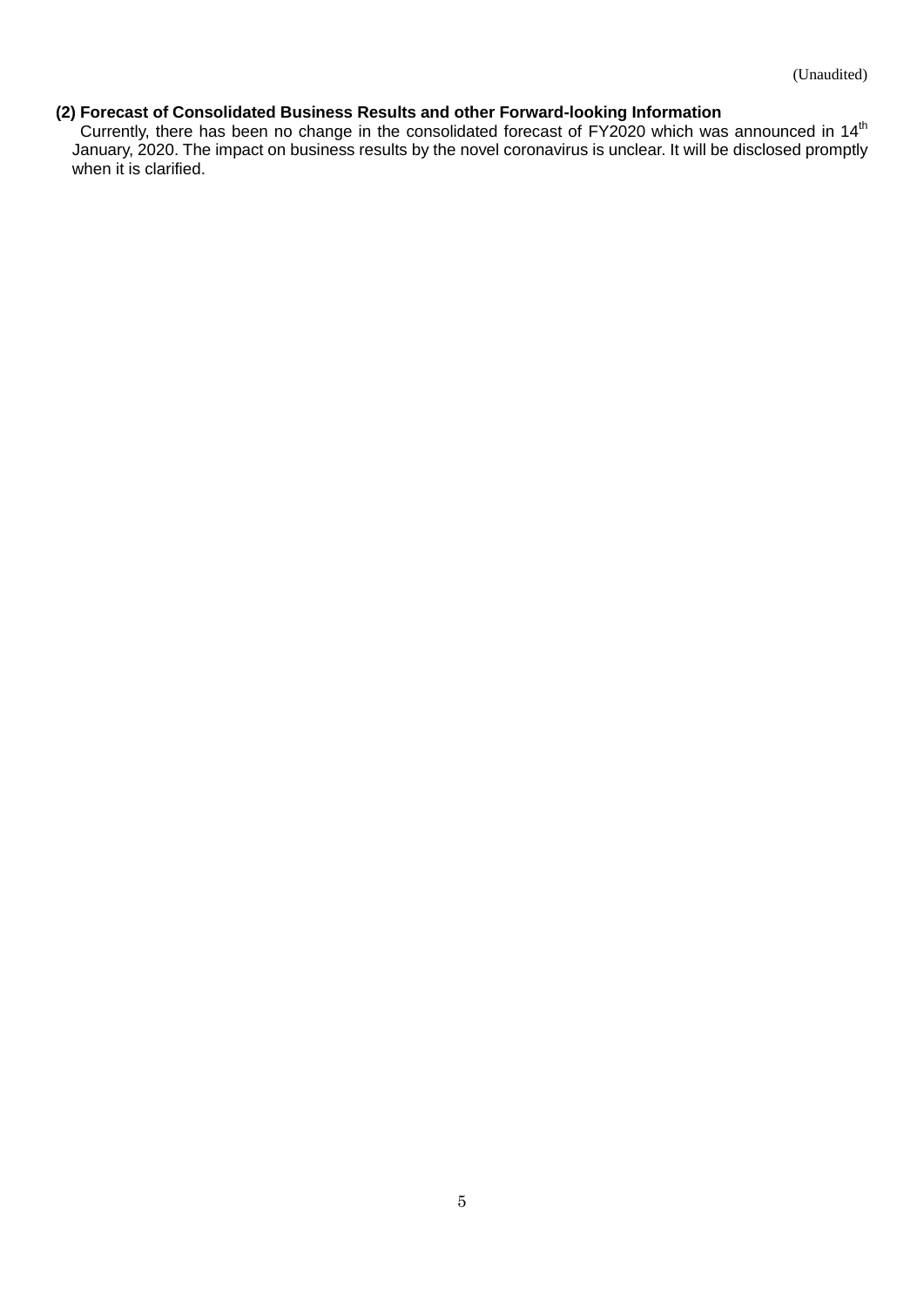(Unaudited)

**(2) Forecast of Consolidated Business Results and other Forward-looking Information**

Currently, there has been no change in the consolidated forecast of FY2020 which was announced in 14th January, 2020. The impact on business results by the novel coronavirus is unclear. It will be disclosed promptly when it is clarified.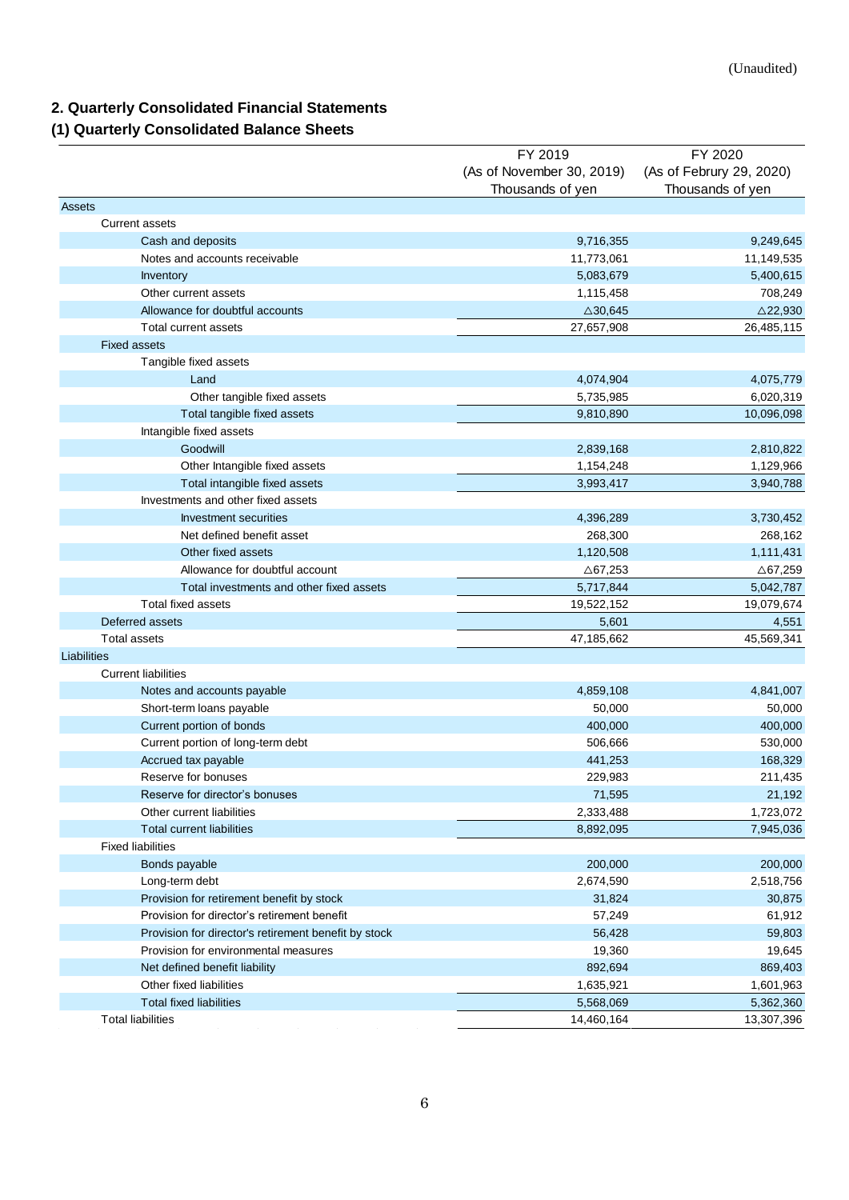(Unaudited)

## 2. Quarterly Consolidated Financial Statements

### (1) Quarterly Consolidated Balance Sheets

| | FY 2019 (As of November 30, 2019) Thousands of yen | FY 2020 (As of Februry 29, 2020) Thousands of yen |
|---|---|---|
| Assets | | |
| Current assets | | |
| Cash and deposits | 9,716,355 | 9,249,645 |
| Notes and accounts receivable | 11,773,061 | 11,149,535 |
| Inventory | 5,083,679 | 5,400,615 |
| Other current assets | 1,115,458 | 708,249 |
| Allowance for doubtful accounts | △30,645 | △22,930 |
| Total current assets | 27,657,908 | 26,485,115 |
| Fixed assets | | |
| Tangible fixed assets | | |
| Land | 4,074,904 | 4,075,779 |
| Other tangible fixed assets | 5,735,985 | 6,020,319 |
| Total tangible fixed assets | 9,810,890 | 10,096,098 |
| Intangible fixed assets | | |
| Goodwill | 2,839,168 | 2,810,822 |
| Other Intangible fixed assets | 1,154,248 | 1,129,966 |
| Total intangible fixed assets | 3,993,417 | 3,940,788 |
| Investments and other fixed assets | | |
| Investment securities | 4,396,289 | 3,730,452 |
| Net defined benefit asset | 268,300 | 268,162 |
| Other fixed assets | 1,120,508 | 1,111,431 |
| Allowance for doubtful account | △67,253 | △67,259 |
| Total investments and other fixed assets | 5,717,844 | 5,042,787 |
| Total fixed assets | 19,522,152 | 19,079,674 |
| Deferred assets | 5,601 | 4,551 |
| Total assets | 47,185,662 | 45,569,341 |
| Liabilities | | |
| Current liabilities | | |
| Notes and accounts payable | 4,859,108 | 4,841,007 |
| Short-term loans payable | 50,000 | 50,000 |
| Current portion of bonds | 400,000 | 400,000 |
| Current portion of long-term debt | 506,666 | 530,000 |
| Accrued tax payable | 441,253 | 168,329 |
| Reserve for bonuses | 229,983 | 211,435 |
| Reserve for director's bonuses | 71,595 | 21,192 |
| Other current liabilities | 2,333,488 | 1,723,072 |
| Total current liabilities | 8,892,095 | 7,945,036 |
| Fixed liabilities | | |
| Bonds payable | 200,000 | 200,000 |
| Long-term debt | 2,674,590 | 2,518,756 |
| Provision for retirement benefit by stock | 31,824 | 30,875 |
| Provision for director's retirement benefit | 57,249 | 61,912 |
| Provision for director's retirement benefit by stock | 56,428 | 59,803 |
| Provision for environmental measures | 19,360 | 19,645 |
| Net defined benefit liability | 892,694 | 869,403 |
| Other fixed liabilities | 1,635,921 | 1,601,963 |
| Total fixed liabilities | 5,568,069 | 5,362,360 |
| Total liabilities | 14,460,164 | 13,307,396 |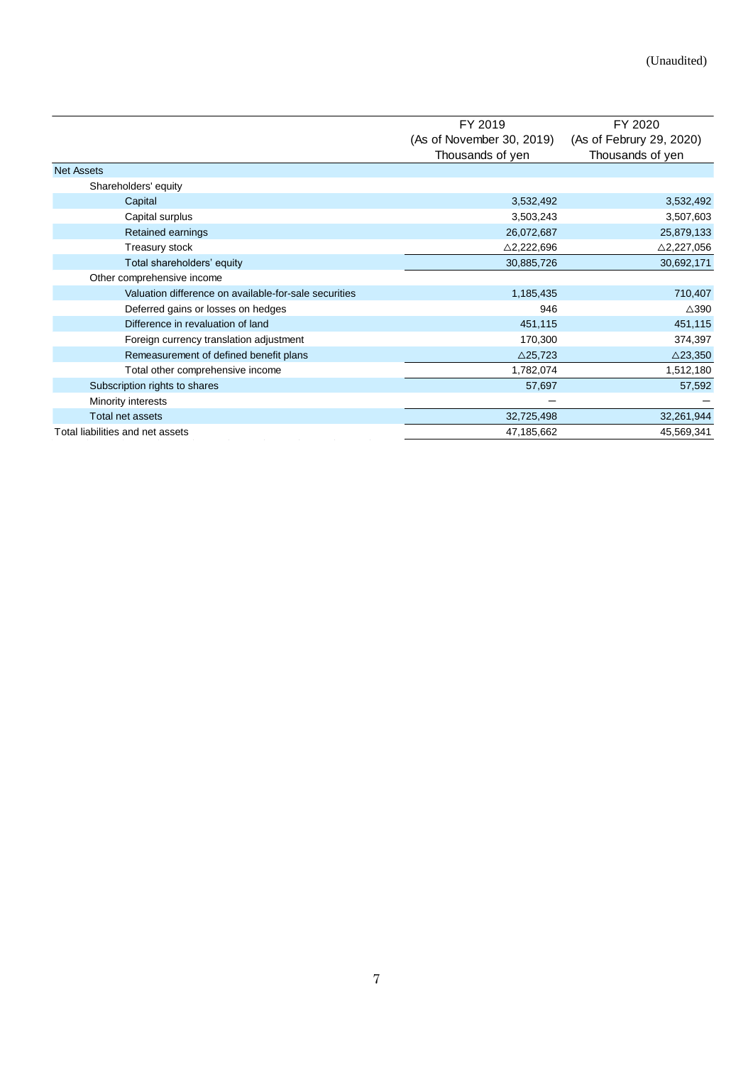(Unaudited)

| | FY 2019 (As of November 30, 2019) Thousands of yen | FY 2020 (As of Februry 29, 2020) Thousands of yen |
|---|---|---|
| Net Assets | | |
| Shareholders' equity | | |
| Capital | 3,532,492 | 3,532,492 |
| Capital surplus | 3,503,243 | 3,507,603 |
| Retained earnings | 26,072,687 | 25,879,133 |
| Treasury stock | △2,222,696 | △2,227,056 |
| Total shareholders' equity | 30,885,726 | 30,692,171 |
| Other comprehensive income | | |
| Valuation difference on available-for-sale securities | 1,185,435 | 710,407 |
| Deferred gains or losses on hedges | 946 | △390 |
| Difference in revaluation of land | 451,115 | 451,115 |
| Foreign currency translation adjustment | 170,300 | 374,397 |
| Remeasurement of defined benefit plans | △25,723 | △23,350 |
| Total other comprehensive income | 1,782,074 | 1,512,180 |
| Subscription rights to shares | 57,697 | 57,592 |
| Minority interests | ― | ― |
| Total net assets | 32,725,498 | 32,261,944 |
| Total liabilities and net assets | 47,185,662 | 45,569,341 |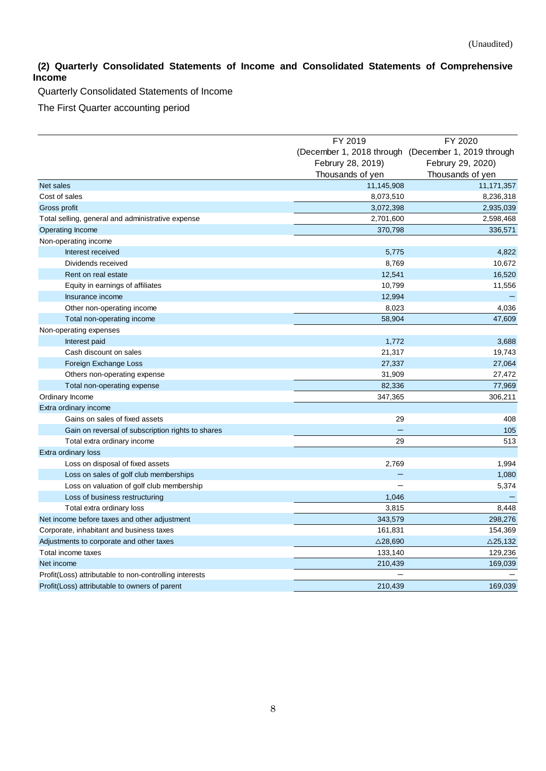(Unaudited)

### (2) Quarterly Consolidated Statements of Income and Consolidated Statements of Comprehensive Income

Quarterly Consolidated Statements of Income

The First Quarter accounting period

| | FY 2019 (December 1, 2018 through Februry 28, 2019) Thousands of yen | FY 2020 (December 1, 2019 through Februry 29, 2020) Thousands of yen |
|---|---|---|
| Net sales | 11,145,908 | 11,171,357 |
| Cost of sales | 8,073,510 | 8,236,318 |
| Gross profit | 3,072,398 | 2,935,039 |
| Total selling, general and administrative expense | 2,701,600 | 2,598,468 |
| Operating Income | 370,798 | 336,571 |
| Non-operating income | | |
| Interest received | 5,775 | 4,822 |
| Dividends received | 8,769 | 10,672 |
| Rent on real estate | 12,541 | 16,520 |
| Equity in earnings of affiliates | 10,799 | 11,556 |
| Insurance income | 12,994 | － |
| Other non-operating income | 8,023 | 4,036 |
| Total non-operating income | 58,904 | 47,609 |
| Non-operating expenses | | |
| Interest paid | 1,772 | 3,688 |
| Cash discount on sales | 21,317 | 19,743 |
| Foreign Exchange Loss | 27,337 | 27,064 |
| Others non-operating expense | 31,909 | 27,472 |
| Total non-operating expense | 82,336 | 77,969 |
| Ordinary Income | 347,365 | 306,211 |
| Extra ordinary income | | |
| Gains on sales of fixed assets | 29 | 408 |
| Gain on reversal of subscription rights to shares | － | 105 |
| Total extra ordinary income | 29 | 513 |
| Extra ordinary loss | | |
| Loss on disposal of fixed assets | 2,769 | 1,994 |
| Loss on sales of golf club memberships | － | 1,080 |
| Loss on valuation of golf club membership | － | 5,374 |
| Loss of business restructuring | 1,046 | － |
| Total extra ordinary loss | 3,815 | 8,448 |
| Net income before taxes and other adjustment | 343,579 | 298,276 |
| Corporate, inhabitant and business taxes | 161,831 | 154,369 |
| Adjustments to corporate and other taxes | △28,690 | △25,132 |
| Total income taxes | 133,140 | 129,236 |
| Net income | 210,439 | 169,039 |
| Profit(Loss) attributable to non-controlling interests | － | － |
| Profit(Loss) attributable to owners of parent | 210,439 | 169,039 |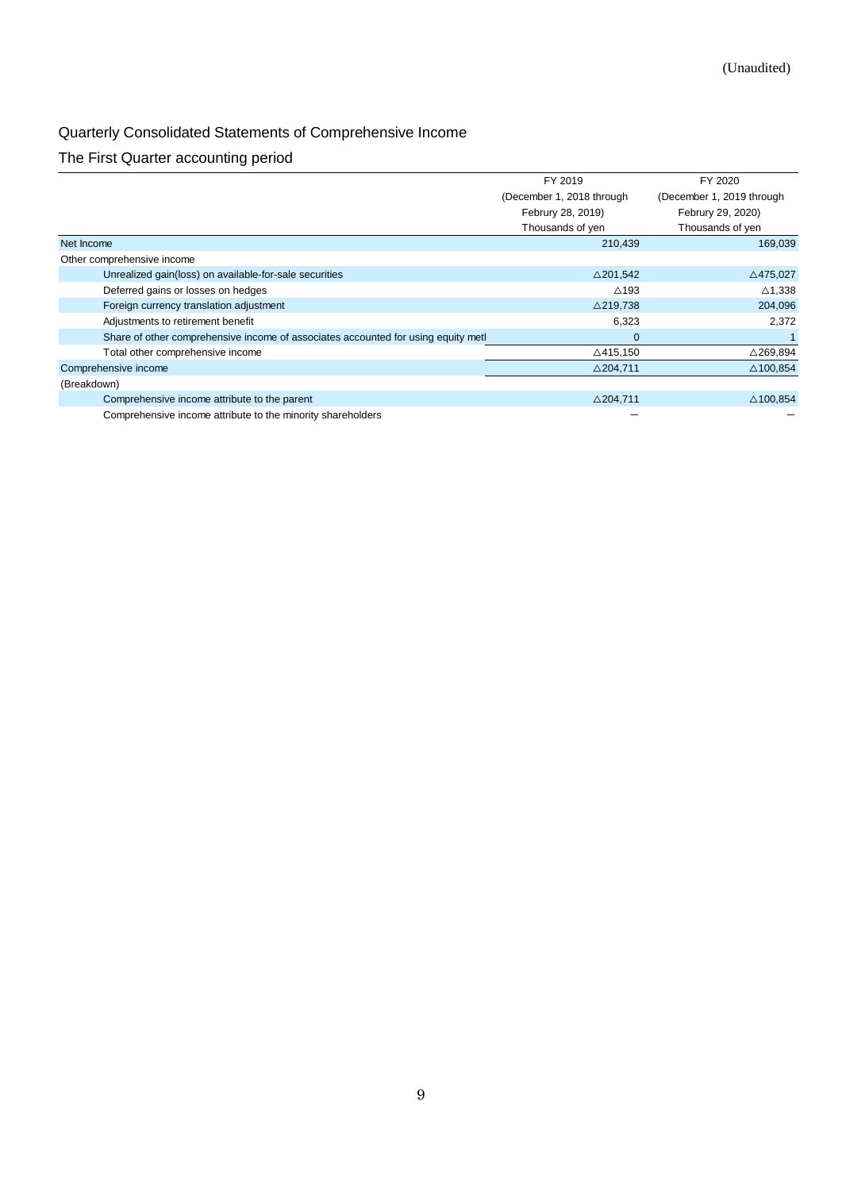(Unaudited)

## Quarterly Consolidated Statements of Comprehensive Income

### The First Quarter accounting period

| | FY 2019 (December 1, 2018 through Februry 28, 2019) Thousands of yen | FY 2020 (December 1, 2019 through Februry 29, 2020) Thousands of yen |
|---|---|---|
| Net Income | 210,439 | 169,039 |
| Other comprehensive income | | |
| Unrealized gain(loss) on available-for-sale securities | △201,542 | △475,027 |
| Deferred gains or losses on hedges | △193 | △1,338 |
| Foreign currency translation adjustment | △219,738 | 204,096 |
| Adjustments to retirement benefit | 6,323 | 2,372 |
| Share of other comprehensive income of associates accounted for using equity metl | 0 | 1 |
| Total other comprehensive income | △415,150 | △269,894 |
| Comprehensive income | △204,711 | △100,854 |
| (Breakdown) | | |
| Comprehensive income attribute to the parent | △204,711 | △100,854 |
| Comprehensive income attribute to the minority shareholders | － | － |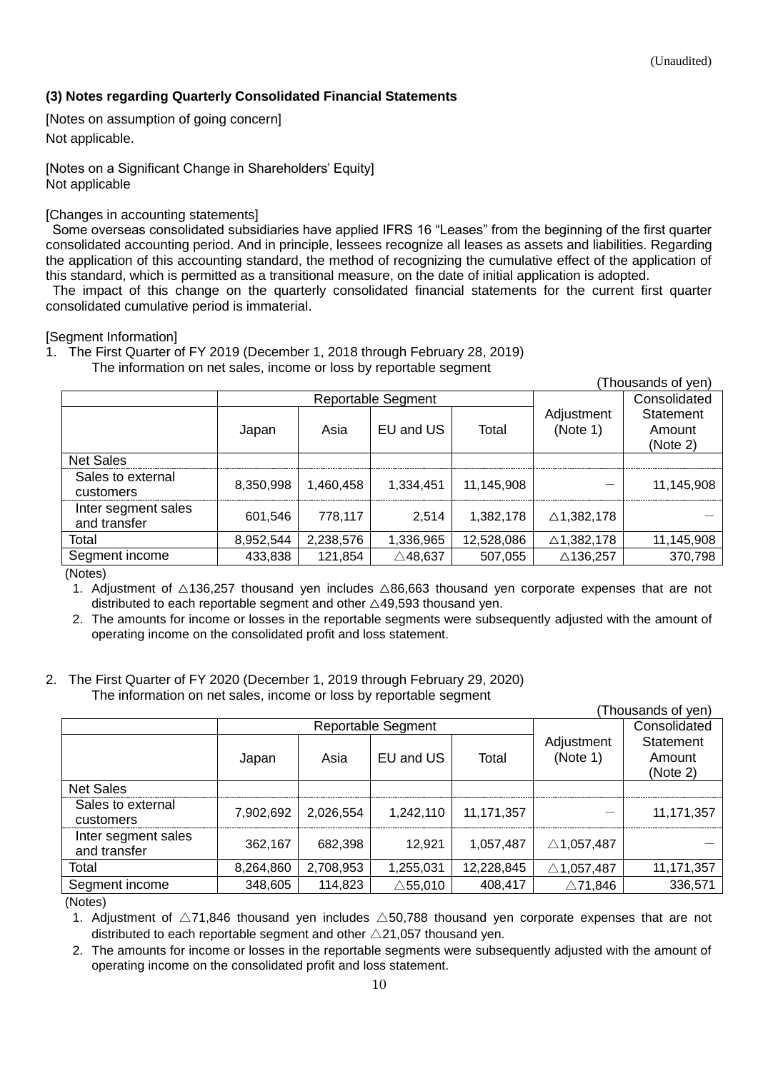(Unaudited)

### (3) Notes regarding Quarterly Consolidated Financial Statements

[Notes on assumption of going concern]

Not applicable.

[Notes on a Significant Change in Shareholders' Equity]

Not applicable

[Changes in accounting statements]

Some overseas consolidated subsidiaries have applied IFRS 16 "Leases" from the beginning of the first quarter consolidated accounting period. And in principle, lessees recognize all leases as assets and liabilities. Regarding the application of this accounting standard, the method of recognizing the cumulative effect of the application of this standard, which is permitted as a transitional measure, on the date of initial application is adopted.

The impact of this change on the quarterly consolidated financial statements for the current first quarter consolidated cumulative period is immaterial.

[Segment Information]

1. The First Quarter of FY 2019 (December 1, 2018 through February 28, 2019)

   The information on net sales, income or loss by reportable segment

(Thousands of yen)

| | Reportable Segment | | | | Adjustment (Note 1) | Consolidated Statement Amount (Note 2) |
|---|---|---|---|---|---|---|
| | Japan | Asia | EU and US | Total | | |
| Net Sales | | | | | | |
| Sales to external customers | 8,350,998 | 1,460,458 | 1,334,451 | 11,145,908 | － | 11,145,908 |
| Inter segment sales and transfer | 601,546 | 778,117 | 2,514 | 1,382,178 | △1,382,178 | － |
| Total | 8,952,544 | 2,238,576 | 1,336,965 | 12,528,086 | △1,382,178 | 11,145,908 |
| Segment income | 433,838 | 121,854 | △48,637 | 507,055 | △136,257 | 370,798 |

(Notes)

1. Adjustment of △136,257 thousand yen includes △86,663 thousand yen corporate expenses that are not distributed to each reportable segment and other △49,593 thousand yen.
2. The amounts for income or losses in the reportable segments were subsequently adjusted with the amount of operating income on the consolidated profit and loss statement.

2. The First Quarter of FY 2020 (December 1, 2019 through February 29, 2020)

   The information on net sales, income or loss by reportable segment

(Thousands of yen)

| | Reportable Segment | | | | Adjustment (Note 1) | Consolidated Statement Amount (Note 2) |
|---|---|---|---|---|---|---|
| | Japan | Asia | EU and US | Total | | |
| Net Sales | | | | | | |
| Sales to external customers | 7,902,692 | 2,026,554 | 1,242,110 | 11,171,357 | － | 11,171,357 |
| Inter segment sales and transfer | 362,167 | 682,398 | 12,921 | 1,057,487 | △1,057,487 | － |
| Total | 8,264,860 | 2,708,953 | 1,255,031 | 12,228,845 | △1,057,487 | 11,171,357 |
| Segment income | 348,605 | 114,823 | △55,010 | 408,417 | △71,846 | 336,571 |

(Notes)

1. Adjustment of △71,846 thousand yen includes △50,788 thousand yen corporate expenses that are not distributed to each reportable segment and other △21,057 thousand yen.
2. The amounts for income or losses in the reportable segments were subsequently adjusted with the amount of operating income on the consolidated profit and loss statement.